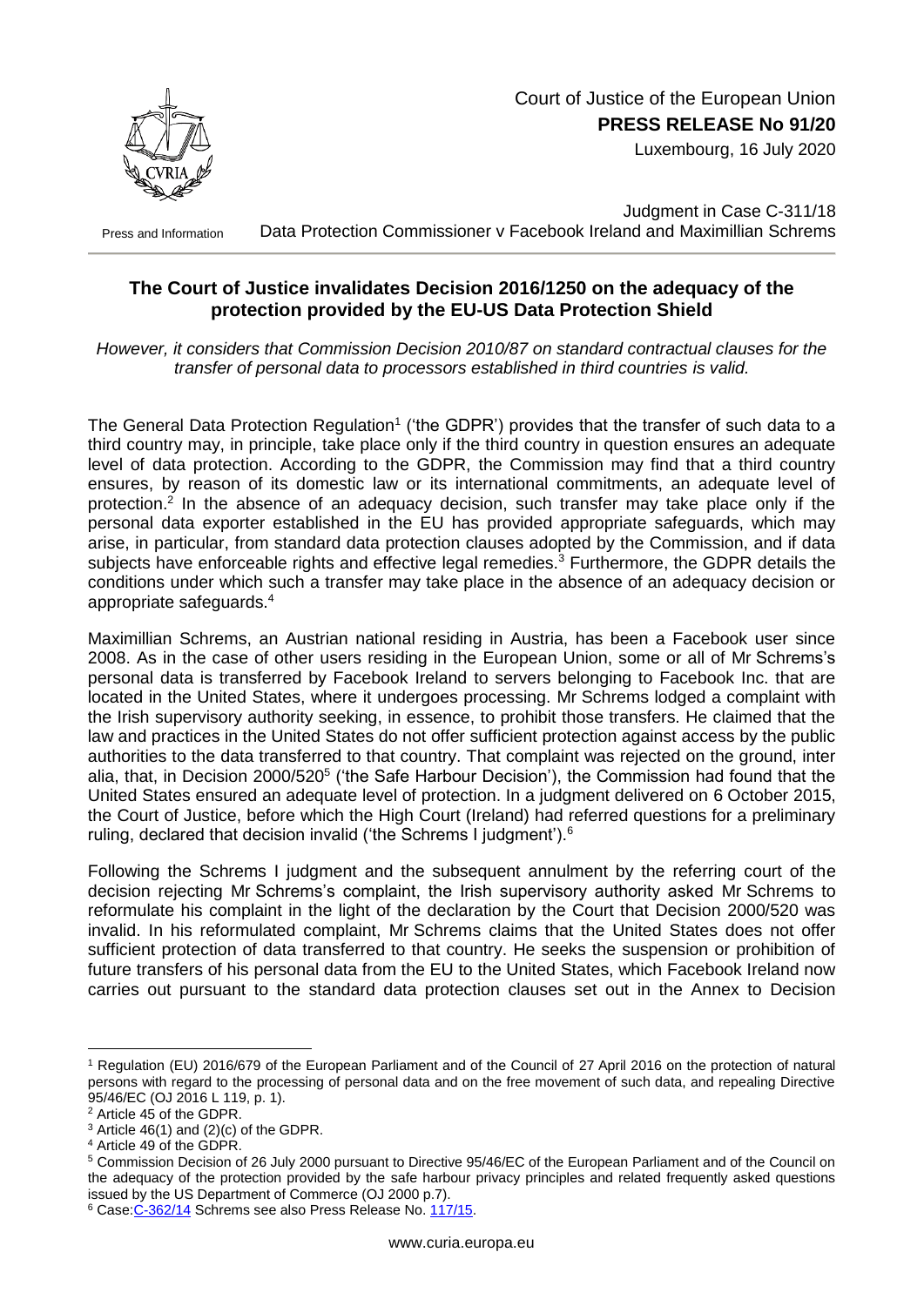Court of Justice of the European Union
**PRESS RELEASE No 91/20**
Luxembourg, 16 July 2020

Press and Information

Judgment in Case C-311/18
Data Protection Commissioner v Facebook Ireland and Maximillian Schrems

## The Court of Justice invalidates Decision 2016/1250 on the adequacy of the protection provided by the EU-US Data Protection Shield

*However, it considers that Commission Decision 2010/87 on standard contractual clauses for the transfer of personal data to processors established in third countries is valid.*

The General Data Protection Regulation[1] ('the GDPR') provides that the transfer of such data to a third country may, in principle, take place only if the third country in question ensures an adequate level of data protection. According to the GDPR, the Commission may find that a third country ensures, by reason of its domestic law or its international commitments, an adequate level of protection.[2] In the absence of an adequacy decision, such transfer may take place only if the personal data exporter established in the EU has provided appropriate safeguards, which may arise, in particular, from standard data protection clauses adopted by the Commission, and if data subjects have enforceable rights and effective legal remedies.[3] Furthermore, the GDPR details the conditions under which such a transfer may take place in the absence of an adequacy decision or appropriate safeguards.[4]

Maximillian Schrems, an Austrian national residing in Austria, has been a Facebook user since 2008. As in the case of other users residing in the European Union, some or all of Mr Schrems's personal data is transferred by Facebook Ireland to servers belonging to Facebook Inc. that are located in the United States, where it undergoes processing. Mr Schrems lodged a complaint with the Irish supervisory authority seeking, in essence, to prohibit those transfers. He claimed that the law and practices in the United States do not offer sufficient protection against access by the public authorities to the data transferred to that country. That complaint was rejected on the ground, inter alia, that, in Decision 2000/520[5] ('the Safe Harbour Decision'), the Commission had found that the United States ensured an adequate level of protection. In a judgment delivered on 6 October 2015, the Court of Justice, before which the High Court (Ireland) had referred questions for a preliminary ruling, declared that decision invalid ('the Schrems I judgment').[6]

Following the Schrems I judgment and the subsequent annulment by the referring court of the decision rejecting Mr Schrems's complaint, the Irish supervisory authority asked Mr Schrems to reformulate his complaint in the light of the declaration by the Court that Decision 2000/520 was invalid. In his reformulated complaint, Mr Schrems claims that the United States does not offer sufficient protection of data transferred to that country. He seeks the suspension or prohibition of future transfers of his personal data from the EU to the United States, which Facebook Ireland now carries out pursuant to the standard data protection clauses set out in the Annex to Decision

---

[1] Regulation (EU) 2016/679 of the European Parliament and of the Council of 27 April 2016 on the protection of natural persons with regard to the processing of personal data and on the free movement of such data, and repealing Directive 95/46/EC (OJ 2016 L 119, p. 1).

[2] Article 45 of the GDPR.

[3] Article 46(1) and (2)(c) of the GDPR.

[4] Article 49 of the GDPR.

[5] Commission Decision of 26 July 2000 pursuant to Directive 95/46/EC of the European Parliament and of the Council on the adequacy of the protection provided by the safe harbour privacy principles and related frequently asked questions issued by the US Department of Commerce (OJ 2000 p.7).

[6] Case:C-362/14 Schrems see also Press Release No. 117/15.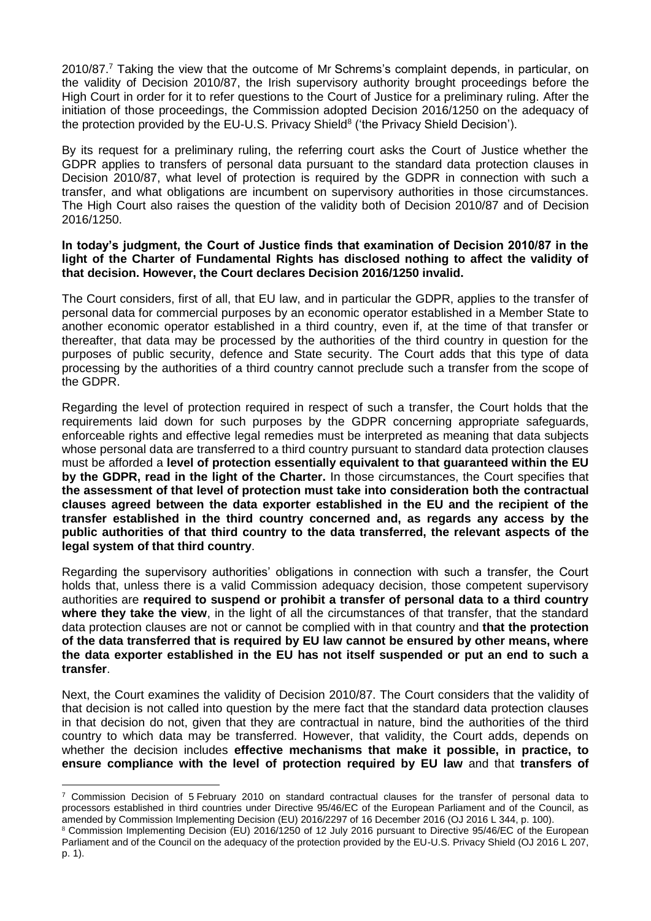2010/87.[7] Taking the view that the outcome of Mr Schrems's complaint depends, in particular, on the validity of Decision 2010/87, the Irish supervisory authority brought proceedings before the High Court in order for it to refer questions to the Court of Justice for a preliminary ruling. After the initiation of those proceedings, the Commission adopted Decision 2016/1250 on the adequacy of the protection provided by the EU-U.S. Privacy Shield[8] ('the Privacy Shield Decision').

By its request for a preliminary ruling, the referring court asks the Court of Justice whether the GDPR applies to transfers of personal data pursuant to the standard data protection clauses in Decision 2010/87, what level of protection is required by the GDPR in connection with such a transfer, and what obligations are incumbent on supervisory authorities in those circumstances. The High Court also raises the question of the validity both of Decision 2010/87 and of Decision 2016/1250.

**In today's judgment, the Court of Justice finds that examination of Decision 2010/87 in the light of the Charter of Fundamental Rights has disclosed nothing to affect the validity of that decision. However, the Court declares Decision 2016/1250 invalid.**

The Court considers, first of all, that EU law, and in particular the GDPR, applies to the transfer of personal data for commercial purposes by an economic operator established in a Member State to another economic operator established in a third country, even if, at the time of that transfer or thereafter, that data may be processed by the authorities of the third country in question for the purposes of public security, defence and State security. The Court adds that this type of data processing by the authorities of a third country cannot preclude such a transfer from the scope of the GDPR.

Regarding the level of protection required in respect of such a transfer, the Court holds that the requirements laid down for such purposes by the GDPR concerning appropriate safeguards, enforceable rights and effective legal remedies must be interpreted as meaning that data subjects whose personal data are transferred to a third country pursuant to standard data protection clauses must be afforded a **level of protection essentially equivalent to that guaranteed within the EU by the GDPR, read in the light of the Charter.** In those circumstances, the Court specifies that **the assessment of that level of protection must take into consideration both the contractual clauses agreed between the data exporter established in the EU and the recipient of the transfer established in the third country concerned and, as regards any access by the public authorities of that third country to the data transferred, the relevant aspects of the legal system of that third country**.

Regarding the supervisory authorities' obligations in connection with such a transfer, the Court holds that, unless there is a valid Commission adequacy decision, those competent supervisory authorities are **required to suspend or prohibit a transfer of personal data to a third country where they take the view**, in the light of all the circumstances of that transfer, that the standard data protection clauses are not or cannot be complied with in that country and **that the protection of the data transferred that is required by EU law cannot be ensured by other means, where the data exporter established in the EU has not itself suspended or put an end to such a transfer**.

Next, the Court examines the validity of Decision 2010/87. The Court considers that the validity of that decision is not called into question by the mere fact that the standard data protection clauses in that decision do not, given that they are contractual in nature, bind the authorities of the third country to which data may be transferred. However, that validity, the Court adds, depends on whether the decision includes **effective mechanisms that make it possible, in practice, to ensure compliance with the level of protection required by EU law** and that **transfers of**

---

[7] Commission Decision of 5 February 2010 on standard contractual clauses for the transfer of personal data to processors established in third countries under Directive 95/46/EC of the European Parliament and of the Council, as amended by Commission Implementing Decision (EU) 2016/2297 of 16 December 2016 (OJ 2016 L 344, p. 100).

[8] Commission Implementing Decision (EU) 2016/1250 of 12 July 2016 pursuant to Directive 95/46/EC of the European Parliament and of the Council on the adequacy of the protection provided by the EU-U.S. Privacy Shield (OJ 2016 L 207, p. 1).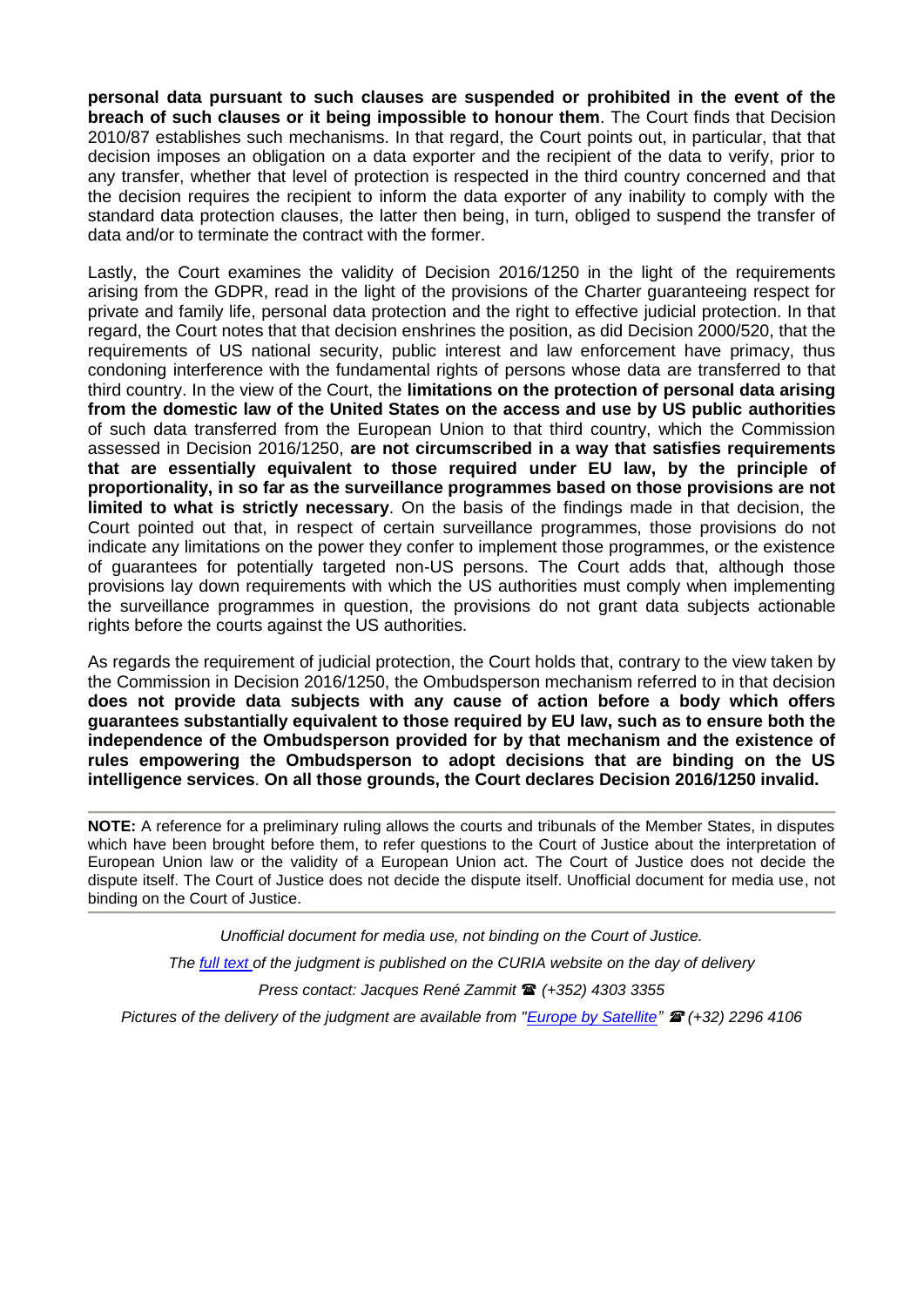**personal data pursuant to such clauses are suspended or prohibited in the event of the breach of such clauses or it being impossible to honour them**. The Court finds that Decision 2010/87 establishes such mechanisms. In that regard, the Court points out, in particular, that that decision imposes an obligation on a data exporter and the recipient of the data to verify, prior to any transfer, whether that level of protection is respected in the third country concerned and that the decision requires the recipient to inform the data exporter of any inability to comply with the standard data protection clauses, the latter then being, in turn, obliged to suspend the transfer of data and/or to terminate the contract with the former.

Lastly, the Court examines the validity of Decision 2016/1250 in the light of the requirements arising from the GDPR, read in the light of the provisions of the Charter guaranteeing respect for private and family life, personal data protection and the right to effective judicial protection. In that regard, the Court notes that that decision enshrines the position, as did Decision 2000/520, that the requirements of US national security, public interest and law enforcement have primacy, thus condoning interference with the fundamental rights of persons whose data are transferred to that third country. In the view of the Court, the **limitations on the protection of personal data arising from the domestic law of the United States on the access and use by US public authorities** of such data transferred from the European Union to that third country, which the Commission assessed in Decision 2016/1250, **are not circumscribed in a way that satisfies requirements that are essentially equivalent to those required under EU law, by the principle of proportionality, in so far as the surveillance programmes based on those provisions are not limited to what is strictly necessary**. On the basis of the findings made in that decision, the Court pointed out that, in respect of certain surveillance programmes, those provisions do not indicate any limitations on the power they confer to implement those programmes, or the existence of guarantees for potentially targeted non-US persons. The Court adds that, although those provisions lay down requirements with which the US authorities must comply when implementing the surveillance programmes in question, the provisions do not grant data subjects actionable rights before the courts against the US authorities.

As regards the requirement of judicial protection, the Court holds that, contrary to the view taken by the Commission in Decision 2016/1250, the Ombudsperson mechanism referred to in that decision **does not provide data subjects with any cause of action before a body which offers guarantees substantially equivalent to those required by EU law, such as to ensure both the independence of the Ombudsperson provided for by that mechanism and the existence of rules empowering the Ombudsperson to adopt decisions that are binding on the US intelligence services**. **On all those grounds, the Court declares Decision 2016/1250 invalid.**

---

**NOTE:** A reference for a preliminary ruling allows the courts and tribunals of the Member States, in disputes which have been brought before them, to refer questions to the Court of Justice about the interpretation of European Union law or the validity of a European Union act. The Court of Justice does not decide the dispute itself. The Court of Justice does not decide the dispute itself. Unofficial document for media use, not binding on the Court of Justice.

---

*Unofficial document for media use, not binding on the Court of Justice.*

*The full text of the judgment is published on the CURIA website on the day of delivery*

*Press contact: Jacques René Zammit ☎ (+352) 4303 3355*

*Pictures of the delivery of the judgment are available from "Europe by Satellite" ☎ (+32) 2296 4106*